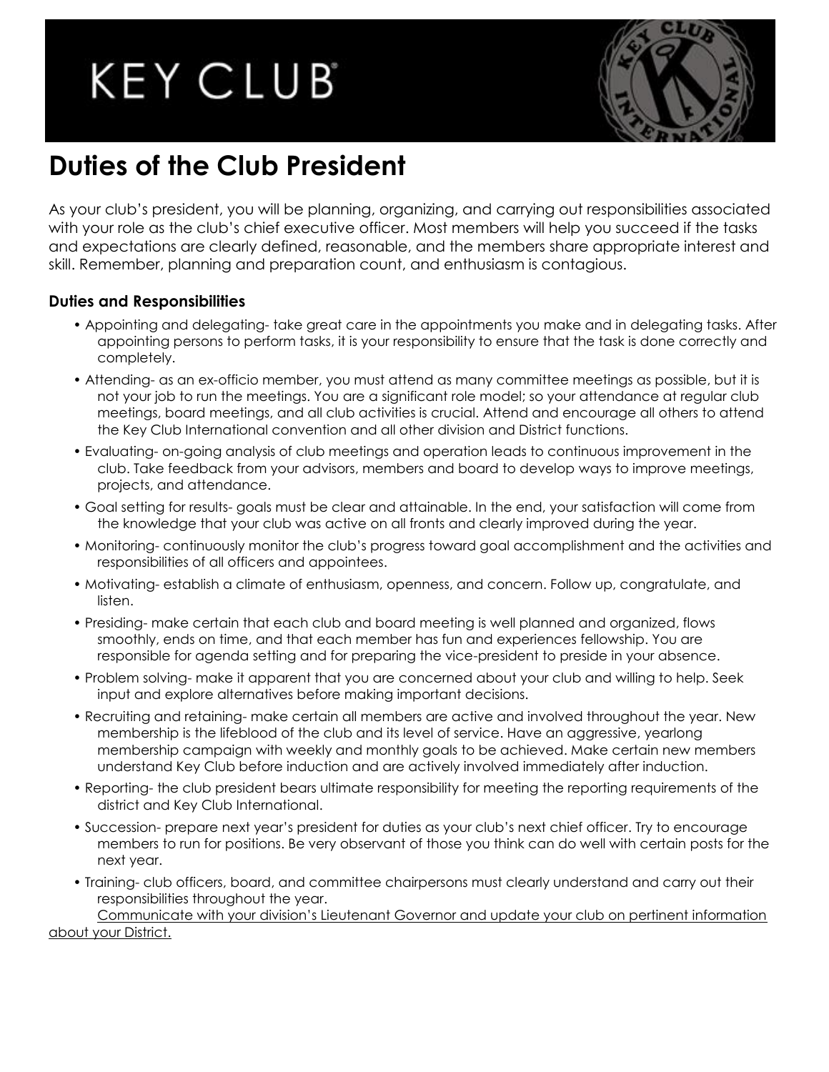# KEY CLUB®

## Duties of the Club President

As your club's president, you will be planning, organizing, and carrying out responsibilities associated with your role as the club's chief executive officer. Most members will help you succeed if the tasks and expectations are clearly defined, reasonable, and the members share appropriate interest and skill. Remember, planning and preparation count, and enthusiasm is contagious.

### Duties and Responsibilities

- Appointing and delegating- take great care in the appointments you make and in delegating tasks. After appointing persons to perform tasks, it is your responsibility to ensure that the task is done correctly and completely.
- Attending- as an ex-officio member, you must attend as many committee meetings as possible, but it is not your job to run the meetings. You are a significant role model; so your attendance at regular club meetings, board meetings, and all club activities is crucial. Attend and encourage all others to attend the Key Club International convention and all other division and District functions.
- Evaluating- on-going analysis of club meetings and operation leads to continuous improvement in the club. Take feedback from your advisors, members and board to develop ways to improve meetings, projects, and attendance.
- Goal setting for results- goals must be clear and attainable. In the end, your satisfaction will come from the knowledge that your club was active on all fronts and clearly improved during the year.
- Monitoring- continuously monitor the club's progress toward goal accomplishment and the activities and responsibilities of all officers and appointees.
- Motivating- establish a climate of enthusiasm, openness, and concern. Follow up, congratulate, and listen.
- Presiding- make certain that each club and board meeting is well planned and organized, flows smoothly, ends on time, and that each member has fun and experiences fellowship. You are responsible for agenda setting and for preparing the vice-president to preside in your absence.
- Problem solving- make it apparent that you are concerned about your club and willing to help. Seek input and explore alternatives before making important decisions.
- Recruiting and retaining- make certain all members are active and involved throughout the year. New membership is the lifeblood of the club and its level of service. Have an aggressive, yearlong membership campaign with weekly and monthly goals to be achieved. Make certain new members understand Key Club before induction and are actively involved immediately after induction.
- Reporting- the club president bears ultimate responsibility for meeting the reporting requirements of the district and Key Club International.
- Succession- prepare next year's president for duties as your club's next chief officer. Try to encourage members to run for positions. Be very observant of those you think can do well with certain posts for the next year.
- Training- club officers, board, and committee chairpersons must clearly understand and carry out their responsibilities throughout the year.

<u>Communicate with your division's Lieutenant Governor and update your club on pertinent information about your District.</u>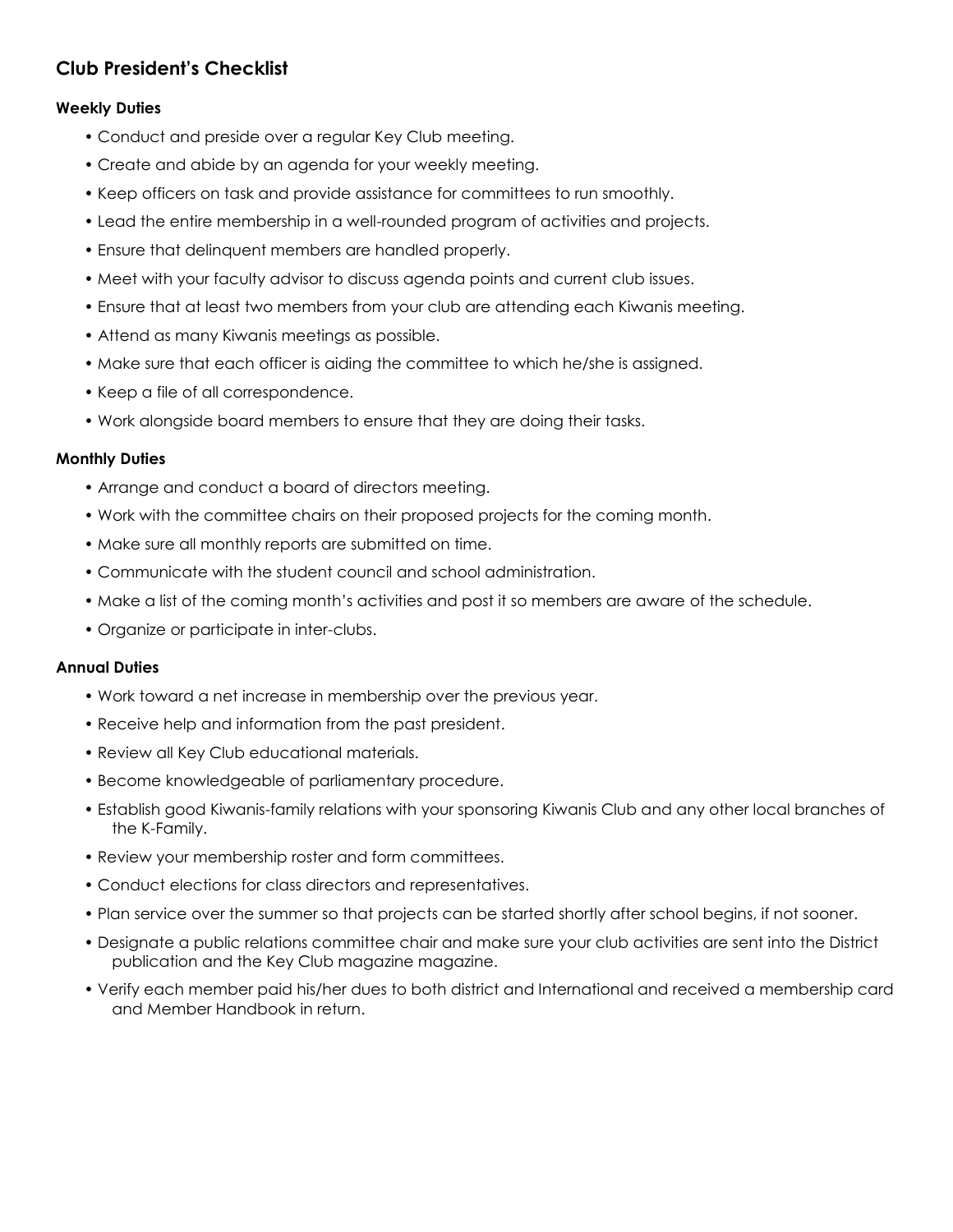## Club President's Checklist

### Weekly Duties

- Conduct and preside over a regular Key Club meeting.
- Create and abide by an agenda for your weekly meeting.
- Keep officers on task and provide assistance for committees to run smoothly.
- Lead the entire membership in a well-rounded program of activities and projects.
- Ensure that delinquent members are handled properly.
- Meet with your faculty advisor to discuss agenda points and current club issues.
- Ensure that at least two members from your club are attending each Kiwanis meeting.
- Attend as many Kiwanis meetings as possible.
- Make sure that each officer is aiding the committee to which he/she is assigned.
- Keep a file of all correspondence.
- Work alongside board members to ensure that they are doing their tasks.

### Monthly Duties

- Arrange and conduct a board of directors meeting.
- Work with the committee chairs on their proposed projects for the coming month.
- Make sure all monthly reports are submitted on time.
- Communicate with the student council and school administration.
- Make a list of the coming month's activities and post it so members are aware of the schedule.
- Organize or participate in inter-clubs.

### Annual Duties

- Work toward a net increase in membership over the previous year.
- Receive help and information from the past president.
- Review all Key Club educational materials.
- Become knowledgeable of parliamentary procedure.
- Establish good Kiwanis-family relations with your sponsoring Kiwanis Club and any other local branches of the K-Family.
- Review your membership roster and form committees.
- Conduct elections for class directors and representatives.
- Plan service over the summer so that projects can be started shortly after school begins, if not sooner.
- Designate a public relations committee chair and make sure your club activities are sent into the District publication and the Key Club magazine magazine.
- Verify each member paid his/her dues to both district and International and received a membership card and Member Handbook in return.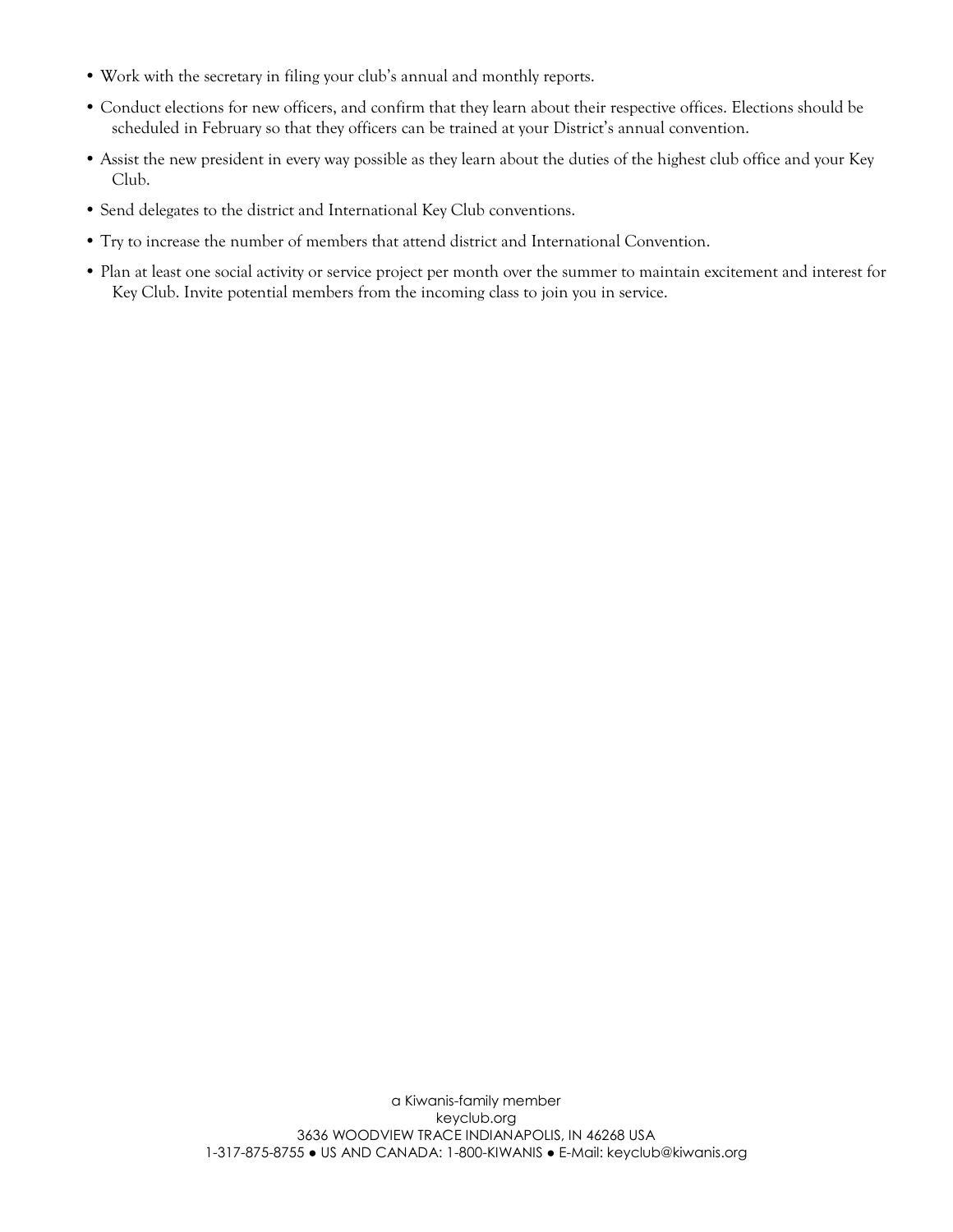- Work with the secretary in filing your club's annual and monthly reports.
- Conduct elections for new officers, and confirm that they learn about their respective offices. Elections should be scheduled in February so that they officers can be trained at your District's annual convention.
- Assist the new president in every way possible as they learn about the duties of the highest club office and your Key Club.
- Send delegates to the district and International Key Club conventions.
- Try to increase the number of members that attend district and International Convention.
- Plan at least one social activity or service project per month over the summer to maintain excitement and interest for Key Club. Invite potential members from the incoming class to join you in service.